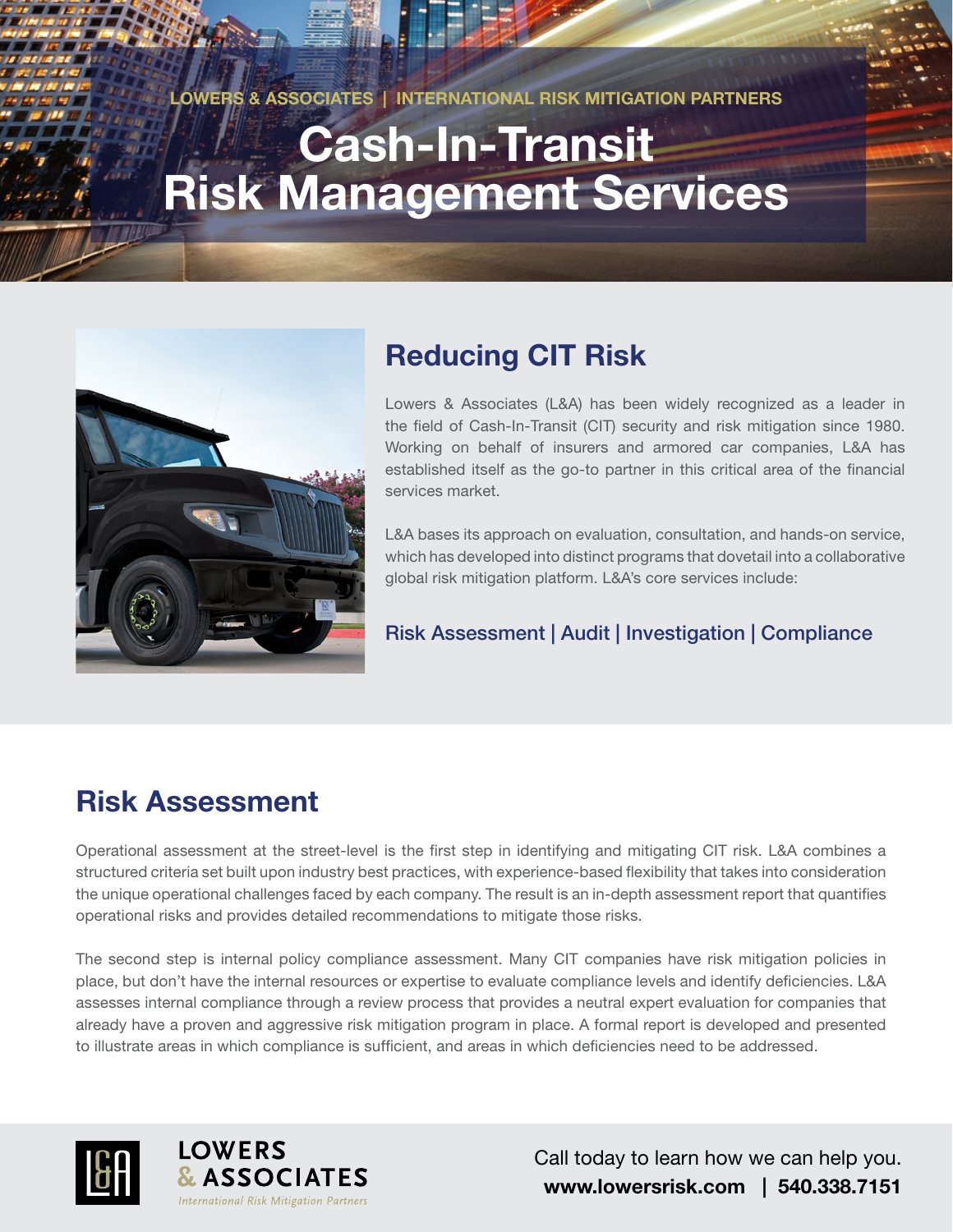LOWERS & ASSOCIATES | INTERNATIONAL RISK MITIGATION PARTNERS

# Cash-In-Transit Risk Management Services

## Reducing CIT Risk

Lowers & Associates (L&A) has been widely recognized as a leader in the field of Cash-In-Transit (CIT) security and risk mitigation since 1980. Working on behalf of insurers and armored car companies, L&A has established itself as the go-to partner in this critical area of the financial services market.

L&A bases its approach on evaluation, consultation, and hands-on service, which has developed into distinct programs that dovetail into a collaborative global risk mitigation platform. L&A's core services include:

**Risk Assessment | Audit | Investigation | Compliance**

## Risk Assessment

Operational assessment at the street-level is the first step in identifying and mitigating CIT risk. L&A combines a structured criteria set built upon industry best practices, with experience-based flexibility that takes into consideration the unique operational challenges faced by each company. The result is an in-depth assessment report that quantifies operational risks and provides detailed recommendations to mitigate those risks.

The second step is internal policy compliance assessment. Many CIT companies have risk mitigation policies in place, but don't have the internal resources or expertise to evaluate compliance levels and identify deficiencies. L&A assesses internal compliance through a review process that provides a neutral expert evaluation for companies that already have a proven and aggressive risk mitigation program in place. A formal report is developed and presented to illustrate areas in which compliance is sufficient, and areas in which deficiencies need to be addressed.

LOWERS & ASSOCIATES
*International Risk Mitigation Partners*

Call today to learn how we can help you.
**www.lowersrisk.com | 540.338.7151**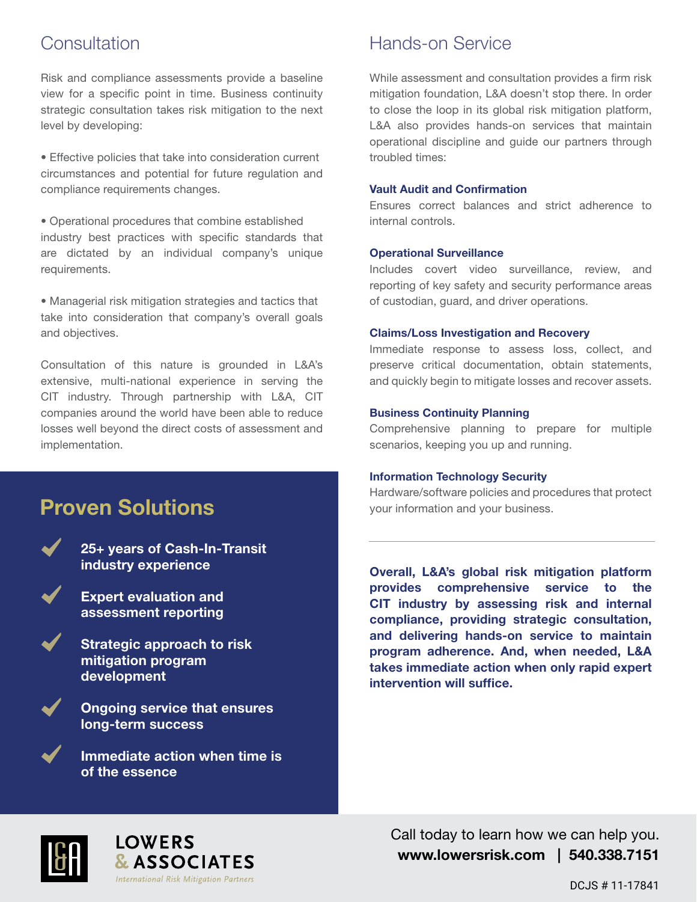## Consultation

Risk and compliance assessments provide a baseline view for a specific point in time. Business continuity strategic consultation takes risk mitigation to the next level by developing:

- Effective policies that take into consideration current circumstances and potential for future regulation and compliance requirements changes.
- Operational procedures that combine established industry best practices with specific standards that are dictated by an individual company's unique requirements.
- Managerial risk mitigation strategies and tactics that take into consideration that company's overall goals and objectives.

Consultation of this nature is grounded in L&A's extensive, multi-national experience in serving the CIT industry. Through partnership with L&A, CIT companies around the world have been able to reduce losses well beyond the direct costs of assessment and implementation.

## Proven Solutions

- **25+ years of Cash-In-Transit industry experience**
- **Expert evaluation and assessment reporting**
- **Strategic approach to risk mitigation program development**
- **Ongoing service that ensures long-term success**
- **Immediate action when time is of the essence**

## Hands-on Service

While assessment and consultation provides a firm risk mitigation foundation, L&A doesn't stop there. In order to close the loop in its global risk mitigation platform, L&A also provides hands-on services that maintain operational discipline and guide our partners through troubled times:

**Vault Audit and Confirmation**
Ensures correct balances and strict adherence to internal controls.

**Operational Surveillance**
Includes covert video surveillance, review, and reporting of key safety and security performance areas of custodian, guard, and driver operations.

**Claims/Loss Investigation and Recovery**
Immediate response to assess loss, collect, and preserve critical documentation, obtain statements, and quickly begin to mitigate losses and recover assets.

**Business Continuity Planning**
Comprehensive planning to prepare for multiple scenarios, keeping you up and running.

**Information Technology Security**
Hardware/software policies and procedures that protect your information and your business.

---

**Overall, L&A's global risk mitigation platform provides comprehensive service to the CIT industry by assessing risk and internal compliance, providing strategic consultation, and delivering hands-on service to maintain program adherence. And, when needed, L&A takes immediate action when only rapid expert intervention will suffice.**

LOWERS & ASSOCIATES

*International Risk Mitigation Partners*

Call today to learn how we can help you.

**www.lowersrisk.com | 540.338.7151**

DCJS # 11-17841